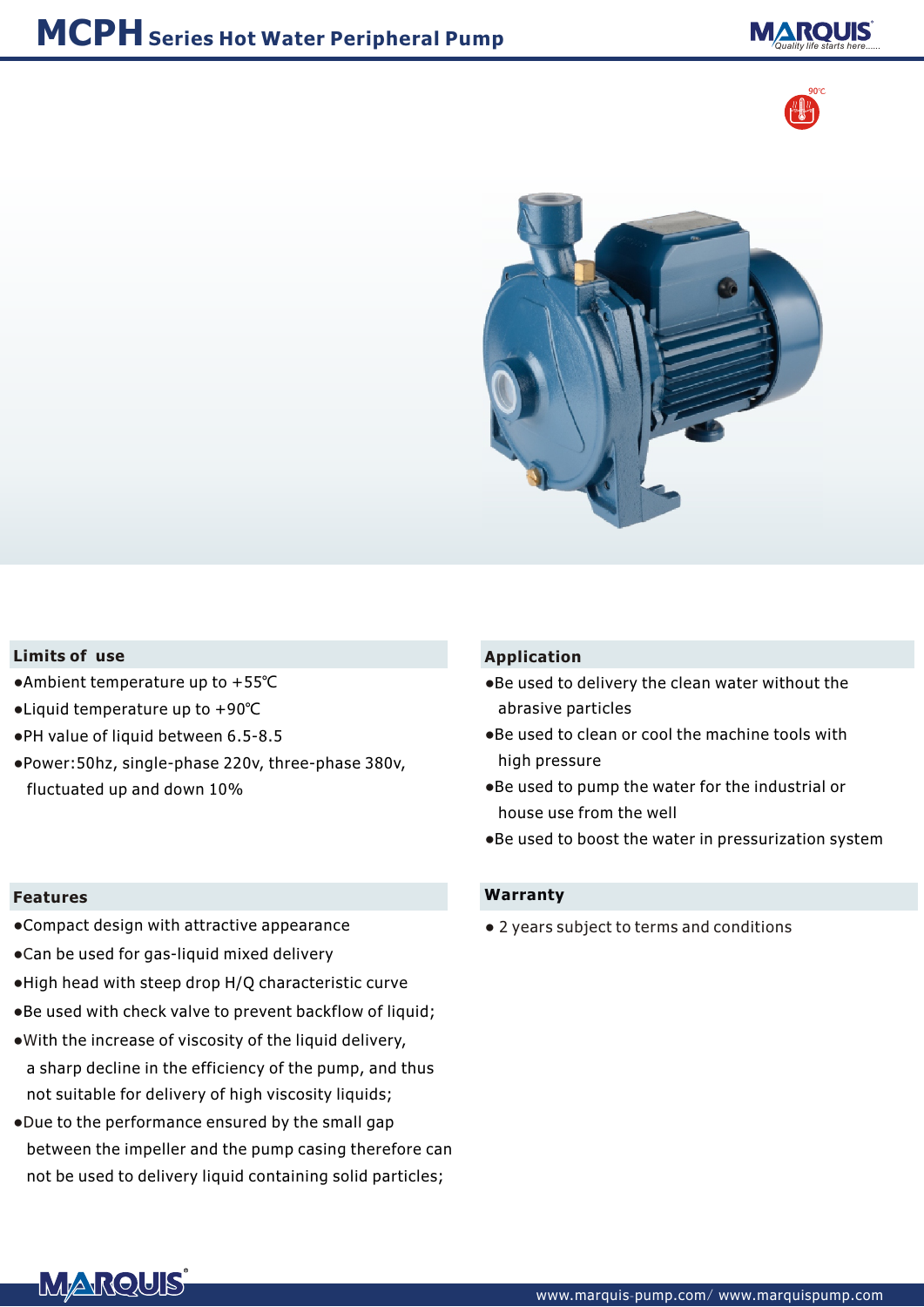# MCPH Series Hot Water Peripheral Pump

## Limits of use

- Ambient temperature up to +55℃
- Liquid temperature up to +90℃
- PH value of liquid between 6.5-8.5
- Power:50hz, single-phase 220v, three-phase 380v, fluctuated up and down 10%

## Application

- Be used to delivery the clean water without the abrasive particles
- Be used to clean or cool the machine tools with high pressure
- Be used to pump the water for the industrial or house use from the well
- Be used to boost the water in pressurization system

## Features

- Compact design with attractive appearance
- Can be used for gas-liquid mixed delivery
- High head with steep drop H/Q characteristic curve
- Be used with check valve to prevent backflow of liquid;
- With the increase of viscosity of the liquid delivery, a sharp decline in the efficiency of the pump, and thus not suitable for delivery of high viscosity liquids;
- Due to the performance ensured by the small gap between the impeller and the pump casing therefore can not be used to delivery liquid containing solid particles;

## Warranty

- 2 years subject to terms and conditions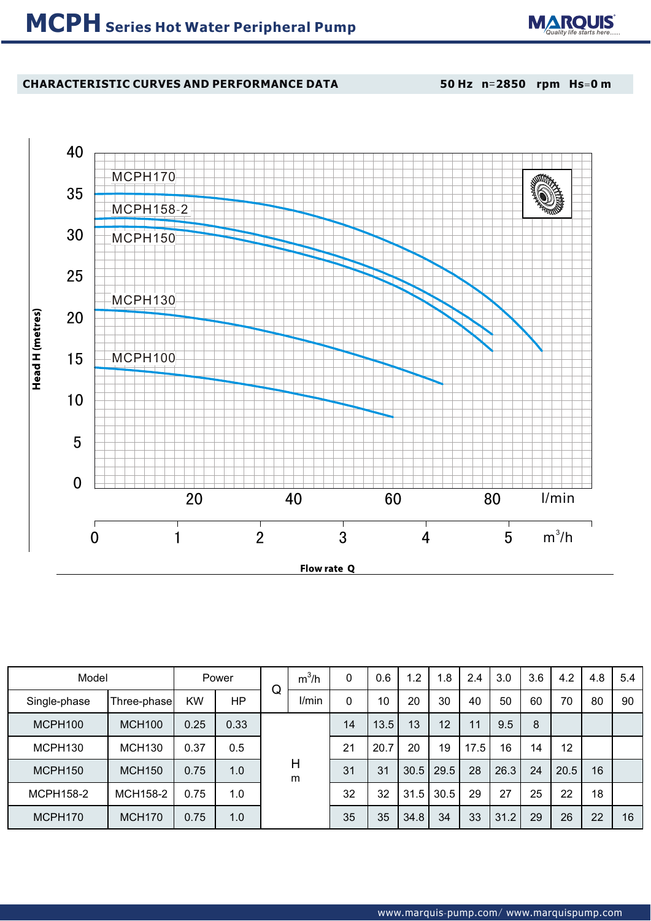# MCPH Series Hot Water Peripheral Pump

**CHARACTERISTIC CURVES AND PERFORMANCE DATA** **50 Hz n=2850 rpm Hs=0 m**

| Model | | Power | | Q | $m^3/h$ | 0 | 0.6 | 1.2 | 1.8 | 2.4 | 3.0 | 3.6 | 4.2 | 4.8 | 5.4 |
|---|---|---|---|---|---|---|---|---|---|---|---|---|---|---|---|
| Single-phase | Three-phase | KW | HP | | l/min | 0 | 10 | 20 | 30 | 40 | 50 | 60 | 70 | 80 | 90 |
| MCPH100 | MCH100 | 0.25 | 0.33 | H m | | 14 | 13.5 | 13 | 12 | 11 | 9.5 | 8 | | | |
| MCPH130 | MCH130 | 0.37 | 0.5 | | | 21 | 20.7 | 20 | 19 | 17.5 | 16 | 14 | 12 | | |
| MCPH150 | MCH150 | 0.75 | 1.0 | | | 31 | 31 | 30.5 | 29.5 | 28 | 26.3 | 24 | 20.5 | 16 | |
| MCPH158-2 | MCH158-2 | 0.75 | 1.0 | | | 32 | 32 | 31.5 | 30.5 | 29 | 27 | 25 | 22 | 18 | |
| MCPH170 | MCH170 | 0.75 | 1.0 | | | 35 | 35 | 34.8 | 34 | 33 | 31.2 | 29 | 26 | 22 | 16 |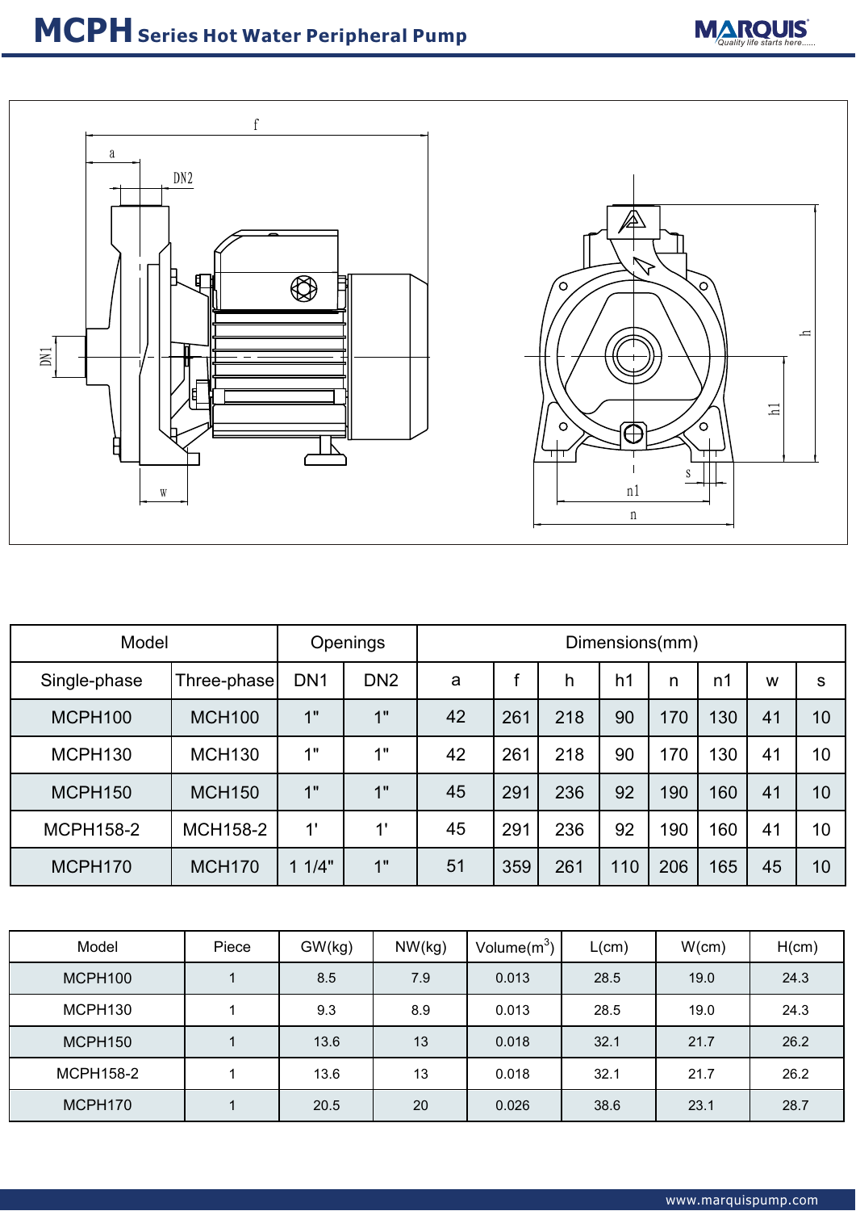# MCPH Series Hot Water Peripheral Pump

| Model | | Openings | | Dimensions(mm) | | | | | | | |
|---|---|---|---|---|---|---|---|---|---|---|---|
| Single-phase | Three-phase | DN1 | DN2 | a | f | h | h1 | n | n1 | w | s |
| MCPH100 | MCH100 | 1" | 1" | 42 | 261 | 218 | 90 | 170 | 130 | 41 | 10 |
| MCPH130 | MCH130 | 1" | 1" | 42 | 261 | 218 | 90 | 170 | 130 | 41 | 10 |
| MCPH150 | MCH150 | 1" | 1" | 45 | 291 | 236 | 92 | 190 | 160 | 41 | 10 |
| MCPH158-2 | MCH158-2 | 1' | 1' | 45 | 291 | 236 | 92 | 190 | 160 | 41 | 10 |
| MCPH170 | MCH170 | 1 1/4" | 1" | 51 | 359 | 261 | 110 | 206 | 165 | 45 | 10 |

| Model | Piece | GW(kg) | NW(kg) | Volume($m^3$) | L(cm) | W(cm) | H(cm) |
|---|---|---|---|---|---|---|---|
| MCPH100 | 1 | 8.5 | 7.9 | 0.013 | 28.5 | 19.0 | 24.3 |
| MCPH130 | 1 | 9.3 | 8.9 | 0.013 | 28.5 | 19.0 | 24.3 |
| MCPH150 | 1 | 13.6 | 13 | 0.018 | 32.1 | 21.7 | 26.2 |
| MCPH158-2 | 1 | 13.6 | 13 | 0.018 | 32.1 | 21.7 | 26.2 |
| MCPH170 | 1 | 20.5 | 20 | 0.026 | 38.6 | 23.1 | 28.7 |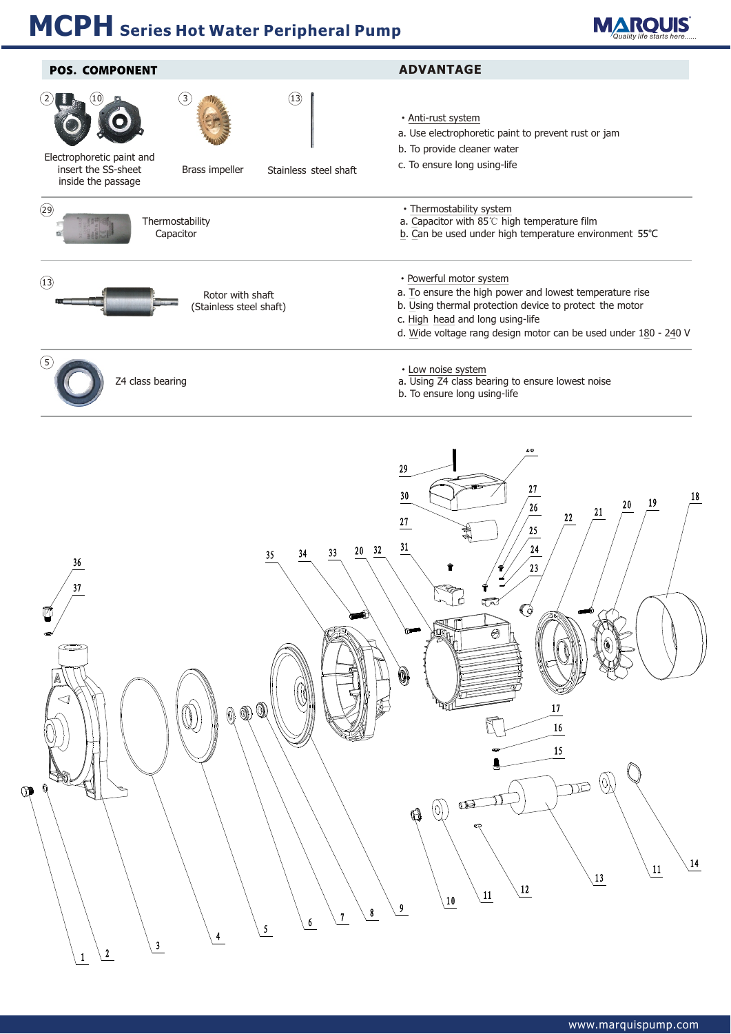# MCPH Series Hot Water Peripheral Pump

| POS. COMPONENT | | ADVANTAGE |
|---|---|---|
| 2, 10 | Electrophoretic paint and insert the SS-sheet inside the passage | • Anti-rust system<br>a. Use electrophoretic paint to prevent rust or jam<br>b. To provide cleaner water<br>c. To ensure long using-life |
| 3 | Brass impeller | |
| 13 | Stainless steel shaft | |
| 29 | Thermostability Capacitor | • Thermostability system<br>a. Capacitor with 85℃ high temperature film<br>b. Can be used under high temperature environment 55℃ |
| 13 | Rotor with shaft (Stainless steel shaft) | • Powerful motor system<br>a. To ensure the high power and lowest temperature rise<br>b. Using thermal protection device to protect the motor<br>c. High head and long using-life<br>d. Wide voltage rang design motor can be used under 180 - 240 V |
| 5 | Z4 class bearing | • Low noise system<br>a. Using Z4 class bearing to ensure lowest noise<br>b. To ensure long using-life |

1 2 3 4 5 6 7 8 9 10 11 12 13 14 15 16 17 18 19 20 21 22 23 24 25 26 27 28 29 30 31 32 33 34 35 36 37